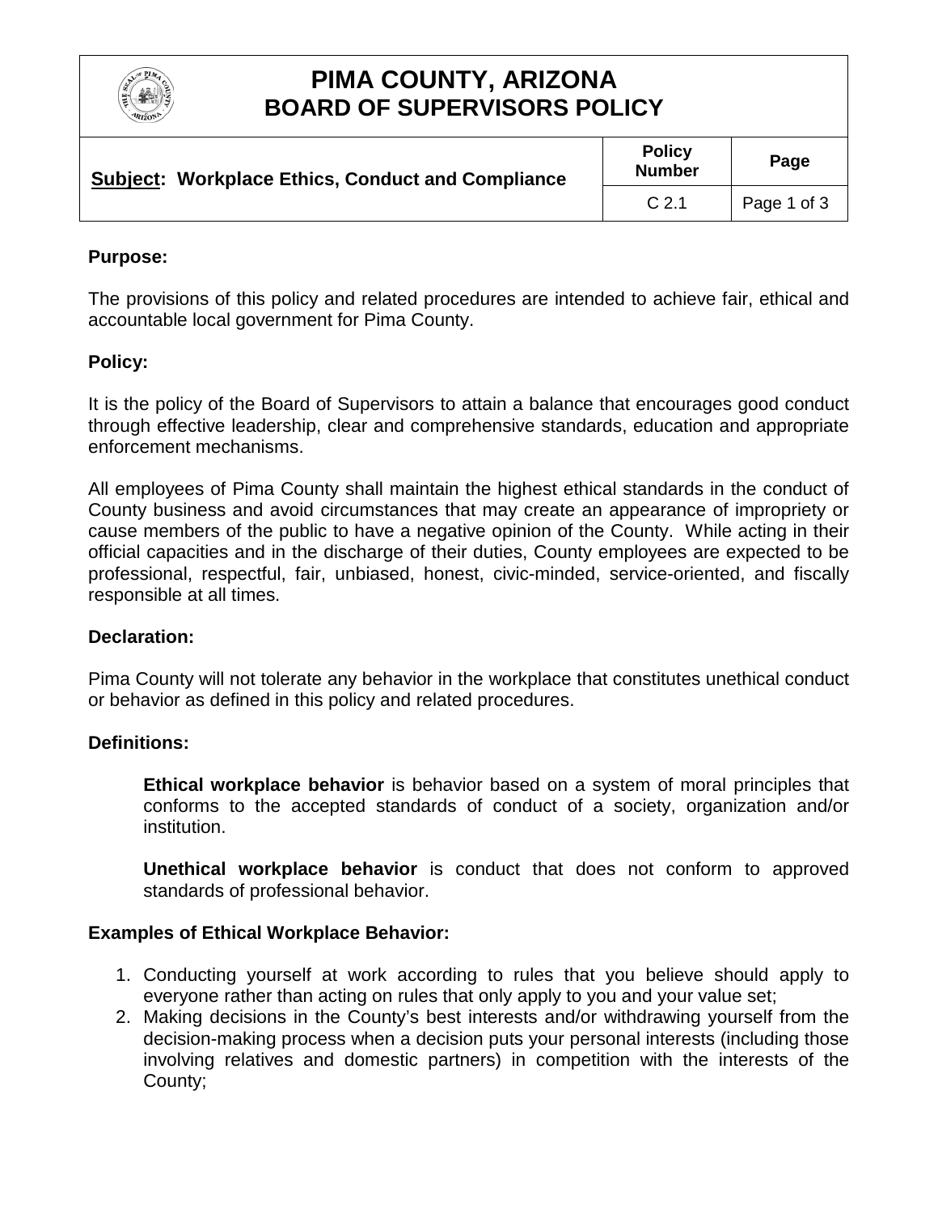# PIMA COUNTY, ARIZONA
# BOARD OF SUPERVISORS POLICY

| **Subject: Workplace Ethics, Conduct and Compliance** | **Policy Number** | **Page** |
|---|---|---|
| | C 2.1 | Page 1 of 3 |

**Purpose:**

The provisions of this policy and related procedures are intended to achieve fair, ethical and accountable local government for Pima County.

**Policy:**

It is the policy of the Board of Supervisors to attain a balance that encourages good conduct through effective leadership, clear and comprehensive standards, education and appropriate enforcement mechanisms.

All employees of Pima County shall maintain the highest ethical standards in the conduct of County business and avoid circumstances that may create an appearance of impropriety or cause members of the public to have a negative opinion of the County. While acting in their official capacities and in the discharge of their duties, County employees are expected to be professional, respectful, fair, unbiased, honest, civic-minded, service-oriented, and fiscally responsible at all times.

**Declaration:**

Pima County will not tolerate any behavior in the workplace that constitutes unethical conduct or behavior as defined in this policy and related procedures.

**Definitions:**

**Ethical workplace behavior** is behavior based on a system of moral principles that conforms to the accepted standards of conduct of a society, organization and/or institution.

**Unethical workplace behavior** is conduct that does not conform to approved standards of professional behavior.

**Examples of Ethical Workplace Behavior:**

1. Conducting yourself at work according to rules that you believe should apply to everyone rather than acting on rules that only apply to you and your value set;
2. Making decisions in the County's best interests and/or withdrawing yourself from the decision-making process when a decision puts your personal interests (including those involving relatives and domestic partners) in competition with the interests of the County;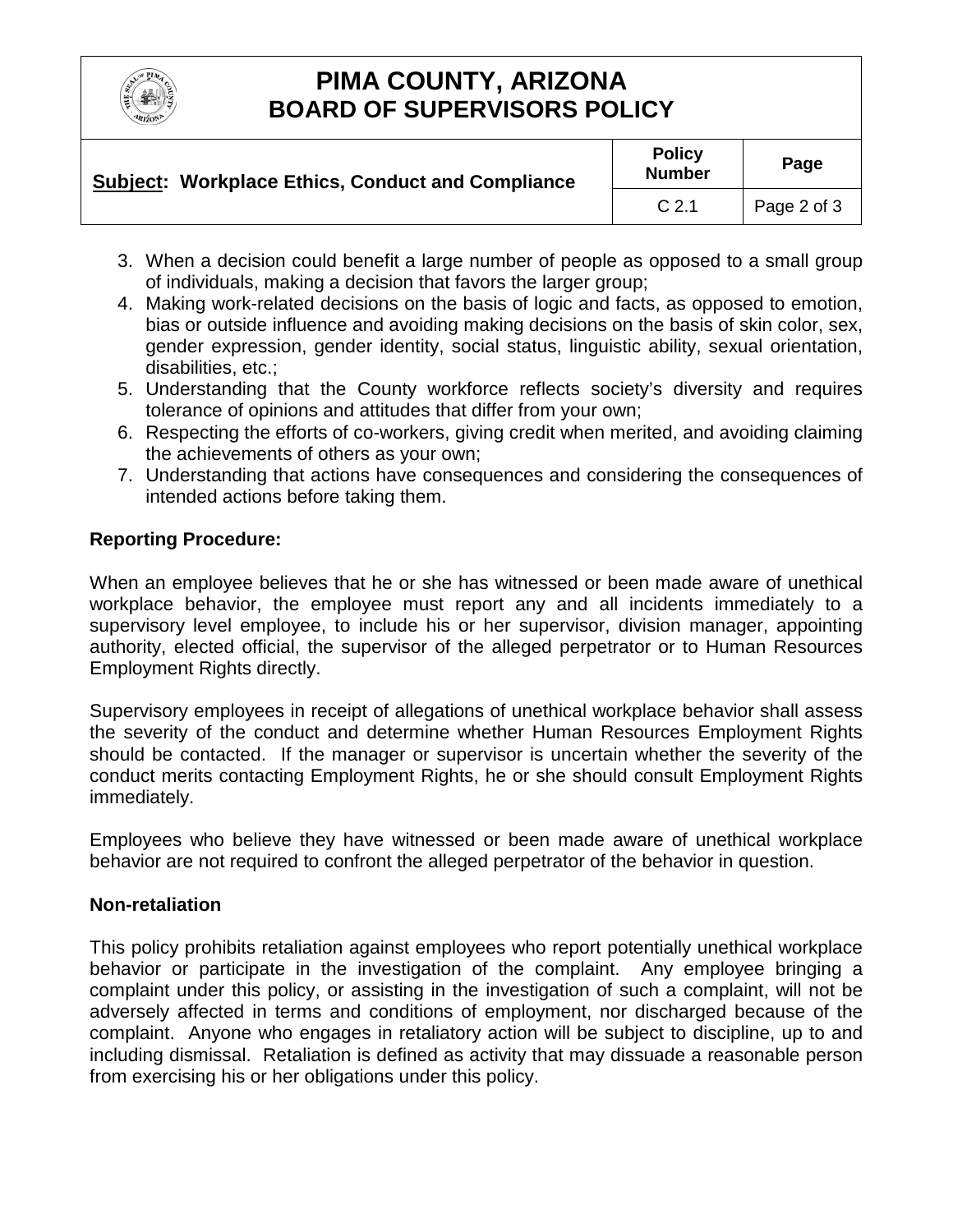3. When a decision could benefit a large number of people as opposed to a small group of individuals, making a decision that favors the larger group;
4. Making work-related decisions on the basis of logic and facts, as opposed to emotion, bias or outside influence and avoiding making decisions on the basis of skin color, sex, gender expression, gender identity, social status, linguistic ability, sexual orientation, disabilities, etc.;
5. Understanding that the County workforce reflects society's diversity and requires tolerance of opinions and attitudes that differ from your own;
6. Respecting the efforts of co-workers, giving credit when merited, and avoiding claiming the achievements of others as your own;
7. Understanding that actions have consequences and considering the consequences of intended actions before taking them.

**Reporting Procedure:**

When an employee believes that he or she has witnessed or been made aware of unethical workplace behavior, the employee must report any and all incidents immediately to a supervisory level employee, to include his or her supervisor, division manager, appointing authority, elected official, the supervisor of the alleged perpetrator or to Human Resources Employment Rights directly.

Supervisory employees in receipt of allegations of unethical workplace behavior shall assess the severity of the conduct and determine whether Human Resources Employment Rights should be contacted. If the manager or supervisor is uncertain whether the severity of the conduct merits contacting Employment Rights, he or she should consult Employment Rights immediately.

Employees who believe they have witnessed or been made aware of unethical workplace behavior are not required to confront the alleged perpetrator of the behavior in question.

**Non-retaliation**

This policy prohibits retaliation against employees who report potentially unethical workplace behavior or participate in the investigation of the complaint. Any employee bringing a complaint under this policy, or assisting in the investigation of such a complaint, will not be adversely affected in terms and conditions of employment, nor discharged because of the complaint. Anyone who engages in retaliatory action will be subject to discipline, up to and including dismissal. Retaliation is defined as activity that may dissuade a reasonable person from exercising his or her obligations under this policy.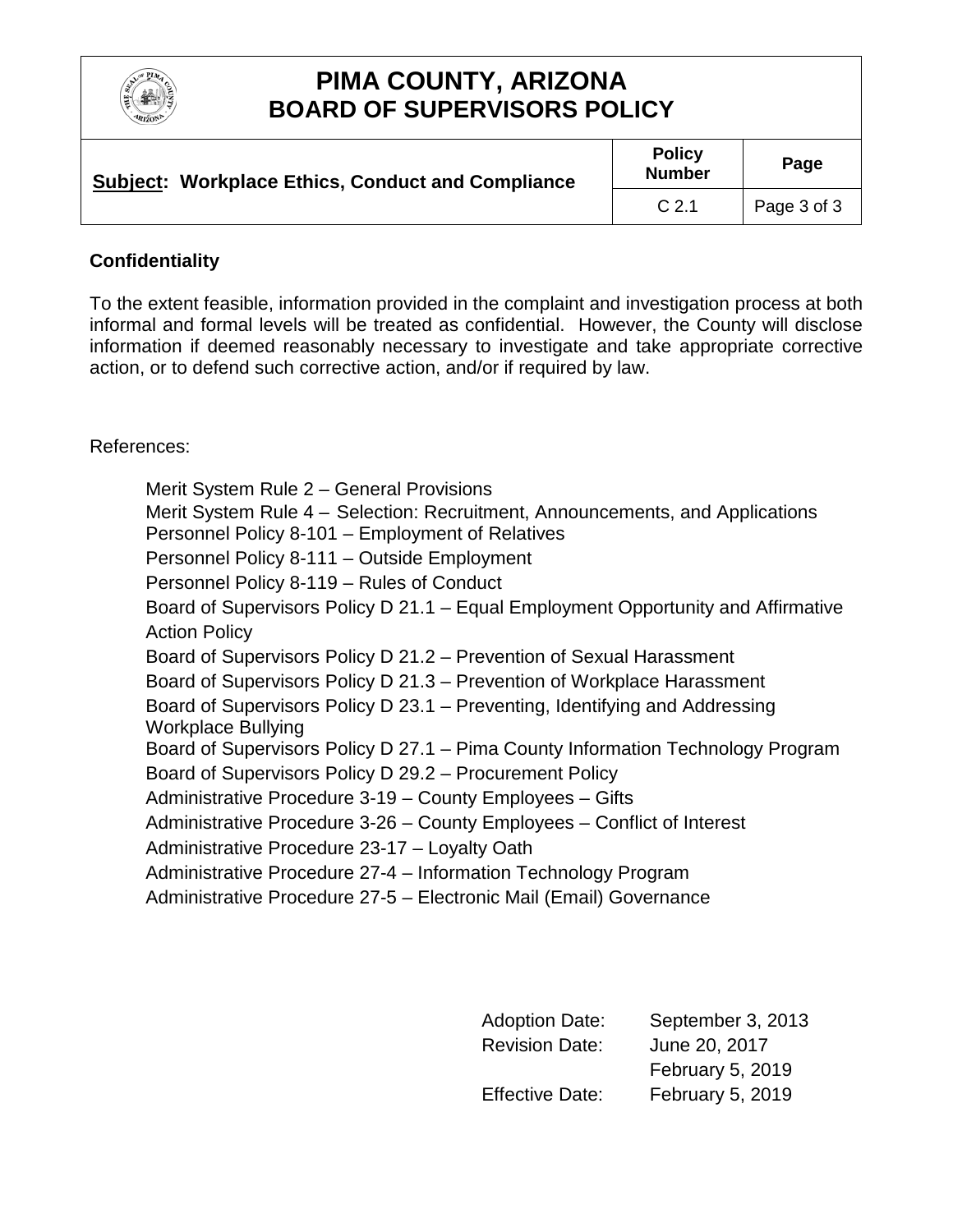## Confidentiality

To the extent feasible, information provided in the complaint and investigation process at both informal and formal levels will be treated as confidential. However, the County will disclose information if deemed reasonably necessary to investigate and take appropriate corrective action, or to defend such corrective action, and/or if required by law.

References:

- Merit System Rule 2 – General Provisions
- Merit System Rule 4 – Selection: Recruitment, Announcements, and Applications
- Personnel Policy 8-101 – Employment of Relatives
- Personnel Policy 8-111 – Outside Employment
- Personnel Policy 8-119 – Rules of Conduct
- Board of Supervisors Policy D 21.1 – Equal Employment Opportunity and Affirmative Action Policy
- Board of Supervisors Policy D 21.2 – Prevention of Sexual Harassment
- Board of Supervisors Policy D 21.3 – Prevention of Workplace Harassment
- Board of Supervisors Policy D 23.1 – Preventing, Identifying and Addressing Workplace Bullying
- Board of Supervisors Policy D 27.1 – Pima County Information Technology Program
- Board of Supervisors Policy D 29.2 – Procurement Policy
- Administrative Procedure 3-19 – County Employees – Gifts
- Administrative Procedure 3-26 – County Employees – Conflict of Interest
- Administrative Procedure 23-17 – Loyalty Oath
- Administrative Procedure 27-4 – Information Technology Program
- Administrative Procedure 27-5 – Electronic Mail (Email) Governance

| | |
|---|---|
| Adoption Date: | September 3, 2013 |
| Revision Date: | June 20, 2017 |
| | February 5, 2019 |
| Effective Date: | February 5, 2019 |